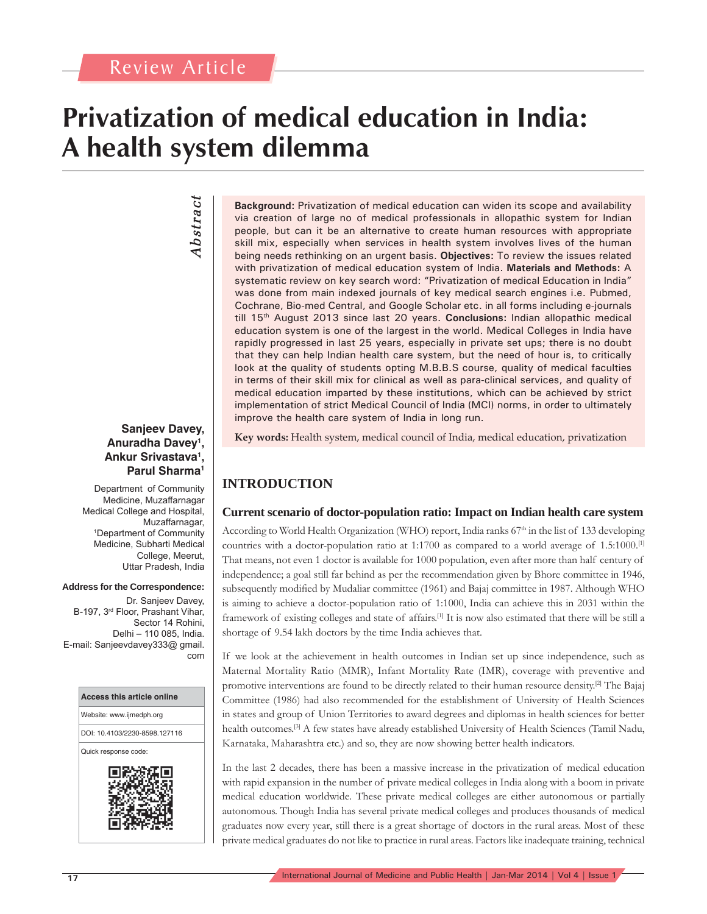Review Article

# Privatization of medical education in India: A health system dilemma

**Sanjeev Davey, Anuradha Davey[1], Ankur Srivastava[1], Parul Sharma[1]**

Department of Community Medicine, Muzaffarnagar Medical College and Hospital, Muzaffarnagar, [1]Department of Community Medicine, Subharti Medical College, Meerut, Uttar Pradesh, India

**Address for the Correspondence:**
Dr. Sanjeev Davey, B-197, 3rd Floor, Prashant Vihar, Sector 14 Rohini, Delhi – 110 085, India.
E-mail: Sanjeevdavey333@ gmail.com

| Access this article online |
| --- |
| Website: www.ijmedph.org |
| DOI: 10.4103/2230-8598.127116 |
| Quick response code: |

## Abstract

**Background:** Privatization of medical education can widen its scope and availability via creation of large no of medical professionals in allopathic system for Indian people, but can it be an alternative to create human resources with appropriate skill mix, especially when services in health system involves lives of the human being needs rethinking on an urgent basis. **Objectives:** To review the issues related with privatization of medical education system of India. **Materials and Methods:** A systematic review on key search word: "Privatization of medical Education in India" was done from main indexed journals of key medical search engines i.e. Pubmed, Cochrane, Bio-med Central, and Google Scholar etc. in all forms including e-journals till 15th August 2013 since last 20 years. **Conclusions:** Indian allopathic medical education system is one of the largest in the world. Medical Colleges in India have rapidly progressed in last 25 years, especially in private set ups; there is no doubt that they can help Indian health care system, but the need of hour is, to critically look at the quality of students opting M.B.B.S course, quality of medical faculties in terms of their skill mix for clinical as well as para-clinical services, and quality of medical education imparted by these institutions, which can be achieved by strict implementation of strict Medical Council of India (MCI) norms, in order to ultimately improve the health care system of India in long run.

**Key words:** Health system, medical council of India, medical education, privatization

## INTRODUCTION

### Current scenario of doctor-population ratio: Impact on Indian health care system

According to World Health Organization (WHO) report, India ranks 67th in the list of 133 developing countries with a doctor-population ratio at 1:1700 as compared to a world average of 1.5:1000.[1] That means, not even 1 doctor is available for 1000 population, even after more than half century of independence; a goal still far behind as per the recommendation given by Bhore committee in 1946, subsequently modified by Mudaliar committee (1961) and Bajaj committee in 1987. Although WHO is aiming to achieve a doctor-population ratio of 1:1000, India can achieve this in 2031 within the framework of existing colleges and state of affairs.[1] It is now also estimated that there will be still a shortage of 9.54 lakh doctors by the time India achieves that.

If we look at the achievement in health outcomes in Indian set up since independence, such as Maternal Mortality Ratio (MMR), Infant Mortality Rate (IMR), coverage with preventive and promotive interventions are found to be directly related to their human resource density.[2] The Bajaj Committee (1986) had also recommended for the establishment of University of Health Sciences in states and group of Union Territories to award degrees and diplomas in health sciences for better health outcomes.[3] A few states have already established University of Health Sciences (Tamil Nadu, Karnataka, Maharashtra etc.) and so, they are now showing better health indicators.

In the last 2 decades, there has been a massive increase in the privatization of medical education with rapid expansion in the number of private medical colleges in India along with a boom in private medical education worldwide. These private medical colleges are either autonomous or partially autonomous. Though India has several private medical colleges and produces thousands of medical graduates now every year, still there is a great shortage of doctors in the rural areas. Most of these private medical graduates do not like to practice in rural areas. Factors like inadequate training, technical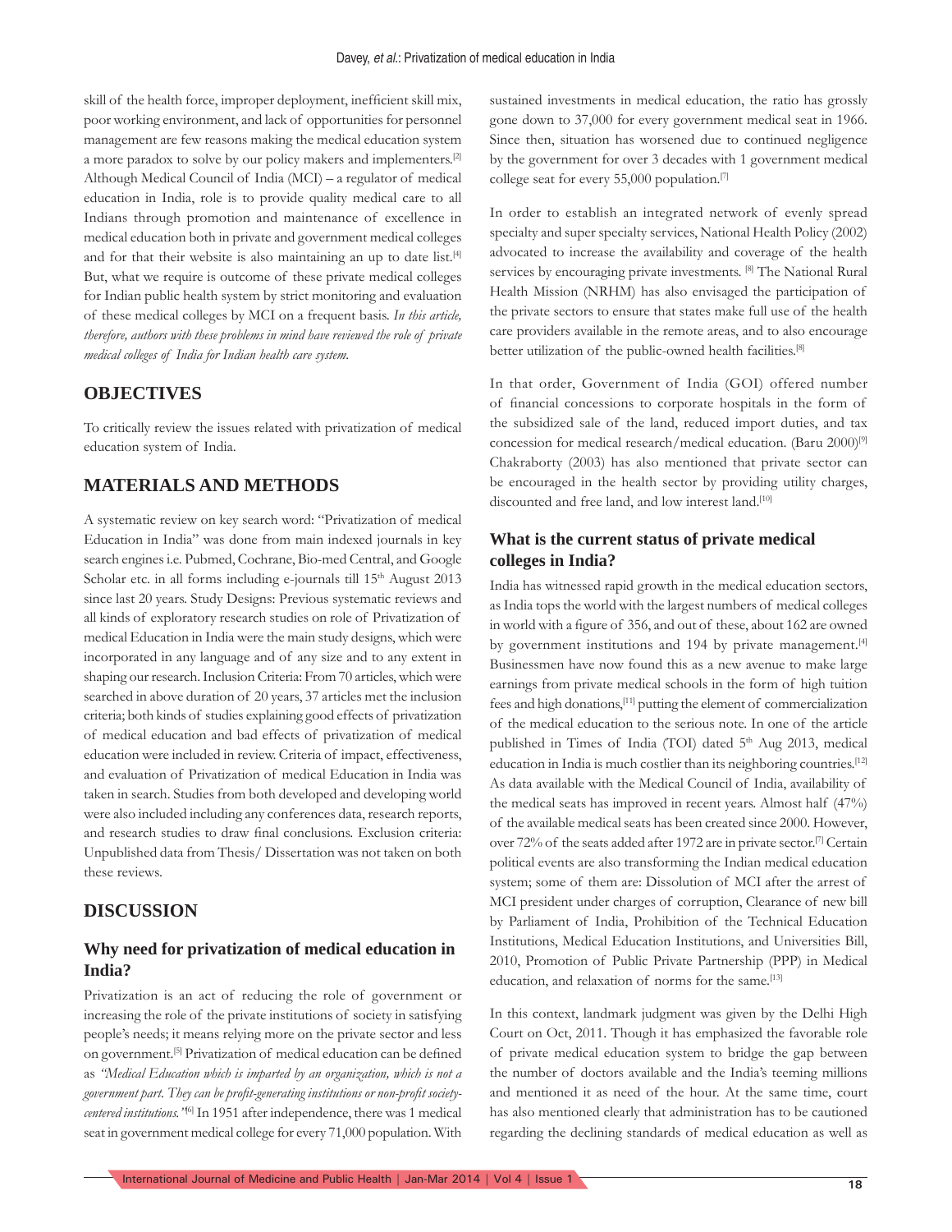skill of the health force, improper deployment, inefficient skill mix, poor working environment, and lack of opportunities for personnel management are few reasons making the medical education system a more paradox to solve by our policy makers and implementers.[2] Although Medical Council of India (MCI) – a regulator of medical education in India, role is to provide quality medical care to all Indians through promotion and maintenance of excellence in medical education both in private and government medical colleges and for that their website is also maintaining an up to date list.[4] But, what we require is outcome of these private medical colleges for Indian public health system by strict monitoring and evaluation of these medical colleges by MCI on a frequent basis. *In this article, therefore, authors with these problems in mind have reviewed the role of private medical colleges of India for Indian health care system.*

## OBJECTIVES

To critically review the issues related with privatization of medical education system of India.

## MATERIALS AND METHODS

A systematic review on key search word: "Privatization of medical Education in India" was done from main indexed journals in key search engines i.e. Pubmed, Cochrane, Bio-med Central, and Google Scholar etc. in all forms including e-journals till 15th August 2013 since last 20 years. Study Designs: Previous systematic reviews and all kinds of exploratory research studies on role of Privatization of medical Education in India were the main study designs, which were incorporated in any language and of any size and to any extent in shaping our research. Inclusion Criteria: From 70 articles, which were searched in above duration of 20 years, 37 articles met the inclusion criteria; both kinds of studies explaining good effects of privatization of medical education and bad effects of privatization of medical education were included in review. Criteria of impact, effectiveness, and evaluation of Privatization of medical Education in India was taken in search. Studies from both developed and developing world were also included including any conferences data, research reports, and research studies to draw final conclusions. Exclusion criteria: Unpublished data from Thesis/ Dissertation was not taken on both these reviews.

## DISCUSSION

### Why need for privatization of medical education in India?

Privatization is an act of reducing the role of government or increasing the role of the private institutions of society in satisfying people's needs; it means relying more on the private sector and less on government.[5] Privatization of medical education can be defined as *"Medical Education which is imparted by an organization, which is not a government part. They can be profit-generating institutions or non-profit society-centered institutions."*[6] In 1951 after independence, there was 1 medical seat in government medical college for every 71,000 population. With sustained investments in medical education, the ratio has grossly gone down to 37,000 for every government medical seat in 1966. Since then, situation has worsened due to continued negligence by the government for over 3 decades with 1 government medical college seat for every 55,000 population.[7]

In order to establish an integrated network of evenly spread specialty and super specialty services, National Health Policy (2002) advocated to increase the availability and coverage of the health services by encouraging private investments. [8] The National Rural Health Mission (NRHM) has also envisaged the participation of the private sectors to ensure that states make full use of the health care providers available in the remote areas, and to also encourage better utilization of the public-owned health facilities.[8]

In that order, Government of India (GOI) offered number of financial concessions to corporate hospitals in the form of the subsidized sale of the land, reduced import duties, and tax concession for medical research/medical education. (Baru 2000)[9] Chakraborty (2003) has also mentioned that private sector can be encouraged in the health sector by providing utility charges, discounted and free land, and low interest land.[10]

### What is the current status of private medical colleges in India?

India has witnessed rapid growth in the medical education sectors, as India tops the world with the largest numbers of medical colleges in world with a figure of 356, and out of these, about 162 are owned by government institutions and 194 by private management.[4] Businessmen have now found this as a new avenue to make large earnings from private medical schools in the form of high tuition fees and high donations,[11] putting the element of commercialization of the medical education to the serious note. In one of the article published in Times of India (TOI) dated 5th Aug 2013, medical education in India is much costlier than its neighboring countries.[12] As data available with the Medical Council of India, availability of the medical seats has improved in recent years. Almost half (47%) of the available medical seats has been created since 2000. However, over 72% of the seats added after 1972 are in private sector.[7] Certain political events are also transforming the Indian medical education system; some of them are: Dissolution of MCI after the arrest of MCI president under charges of corruption, Clearance of new bill by Parliament of India, Prohibition of the Technical Education Institutions, Medical Education Institutions, and Universities Bill, 2010, Promotion of Public Private Partnership (PPP) in Medical education, and relaxation of norms for the same.[13]

In this context, landmark judgment was given by the Delhi High Court on Oct, 2011. Though it has emphasized the favorable role of private medical education system to bridge the gap between the number of doctors available and the India's teeming millions and mentioned it as need of the hour. At the same time, court has also mentioned clearly that administration has to be cautioned regarding the declining standards of medical education as well as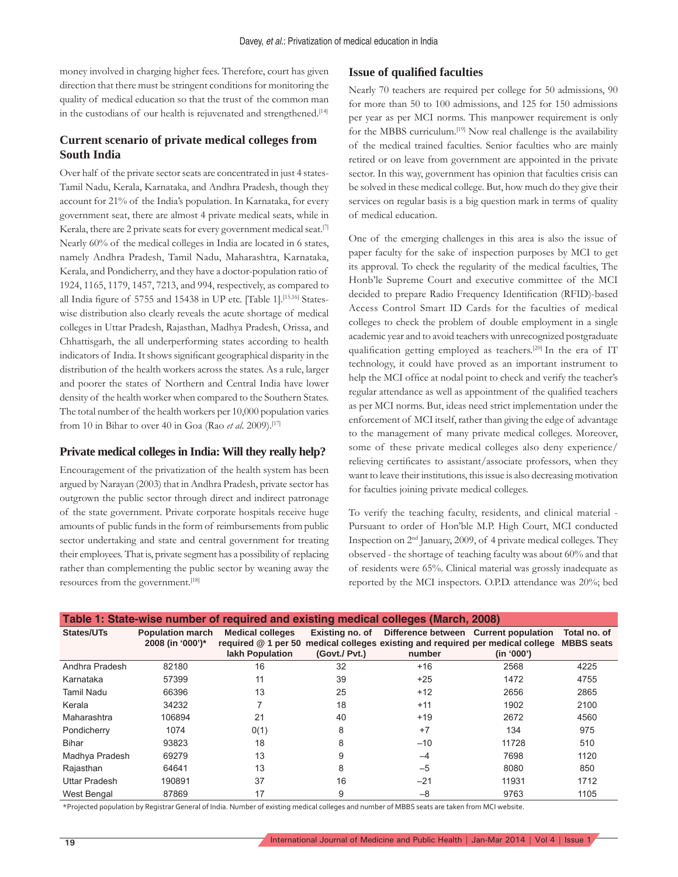money involved in charging higher fees. Therefore, court has given direction that there must be stringent conditions for monitoring the quality of medical education so that the trust of the common man in the custodians of our health is rejuvenated and strengthened.[14]

## Current scenario of private medical colleges from South India

Over half of the private sector seats are concentrated in just 4 states- Tamil Nadu, Kerala, Karnataka, and Andhra Pradesh, though they account for 21% of the India's population. In Karnataka, for every government seat, there are almost 4 private medical seats, while in Kerala, there are 2 private seats for every government medical seat.[7] Nearly 60% of the medical colleges in India are located in 6 states, namely Andhra Pradesh, Tamil Nadu, Maharashtra, Karnataka, Kerala, and Pondicherry, and they have a doctor-population ratio of 1924, 1165, 1179, 1457, 7213, and 994, respectively, as compared to all India figure of 5755 and 15438 in UP etc. [Table 1].[15,16] States-wise distribution also clearly reveals the acute shortage of medical colleges in Uttar Pradesh, Rajasthan, Madhya Pradesh, Orissa, and Chhattisgarh, the all underperforming states according to health indicators of India. It shows significant geographical disparity in the distribution of the health workers across the states. As a rule, larger and poorer the states of Northern and Central India have lower density of the health worker when compared to the Southern States. The total number of the health workers per 10,000 population varies from 10 in Bihar to over 40 in Goa (Rao *et al*. 2009).[17]

## Private medical colleges in India: Will they really help?

Encouragement of the privatization of the health system has been argued by Narayan (2003) that in Andhra Pradesh, private sector has outgrown the public sector through direct and indirect patronage of the state government. Private corporate hospitals receive huge amounts of public funds in the form of reimbursements from public sector undertaking and state and central government for treating their employees. That is, private segment has a possibility of replacing rather than complementing the public sector by weaning away the resources from the government.[18]

## Issue of qualified faculties

Nearly 70 teachers are required per college for 50 admissions, 90 for more than 50 to 100 admissions, and 125 for 150 admissions per year as per MCI norms. This manpower requirement is only for the MBBS curriculum.[19] Now real challenge is the availability of the medical trained faculties. Senior faculties who are mainly retired or on leave from government are appointed in the private sector. In this way, government has opinion that faculties crisis can be solved in these medical college. But, how much do they give their services on regular basis is a big question mark in terms of quality of medical education.

One of the emerging challenges in this area is also the issue of paper faculty for the sake of inspection purposes by MCI to get its approval. To check the regularity of the medical faculties, The Honb'le Supreme Court and executive committee of the MCI decided to prepare Radio Frequency Identification (RFID)-based Access Control Smart ID Cards for the faculties of medical colleges to check the problem of double employment in a single academic year and to avoid teachers with unrecognized postgraduate qualification getting employed as teachers.[20] In the era of IT technology, it could have proved as an important instrument to help the MCI office at nodal point to check and verify the teacher's regular attendance as well as appointment of the qualified teachers as per MCI norms. But, ideas need strict implementation under the enforcement of MCI itself, rather than giving the edge of advantage to the management of many private medical colleges. Moreover, some of these private medical colleges also deny experience/relieving certificates to assistant/associate professors, when they want to leave their institutions, this issue is also decreasing motivation for faculties joining private medical colleges.

To verify the teaching faculty, residents, and clinical material - Pursuant to order of Hon'ble M.P. High Court, MCI conducted Inspection on 2nd January, 2009, of 4 private medical colleges. They observed - the shortage of teaching faculty was about 60% and that of residents were 65%. Clinical material was grossly inadequate as reported by the MCI inspectors. O.P.D. attendance was 20%; bed

**Table 1: State-wise number of required and existing medical colleges (March, 2008)**

| States/UTs | Population march 2008 (in '000')* | Medical colleges required @ 1 per 50 lakh Population | Existing no. of medical colleges (Govt./ Pvt.) | Difference between existing and required number | Current population per medical college (in '000') | Total no. of MBBS seats |
|---|---|---|---|---|---|---|
| Andhra Pradesh | 82180 | 16 | 32 | +16 | 2568 | 4225 |
| Karnataka | 57399 | 11 | 39 | +25 | 1472 | 4755 |
| Tamil Nadu | 66396 | 13 | 25 | +12 | 2656 | 2865 |
| Kerala | 34232 | 7 | 18 | +11 | 1902 | 2100 |
| Maharashtra | 106894 | 21 | 40 | +19 | 2672 | 4560 |
| Pondicherry | 1074 | 0(1) | 8 | +7 | 134 | 975 |
| Bihar | 93823 | 18 | 8 | –10 | 11728 | 510 |
| Madhya Pradesh | 69279 | 13 | 9 | –4 | 7698 | 1120 |
| Rajasthan | 64641 | 13 | 8 | –5 | 8080 | 850 |
| Uttar Pradesh | 190891 | 37 | 16 | –21 | 11931 | 1712 |
| West Bengal | 87869 | 17 | 9 | –8 | 9763 | 1105 |

*Projected population by Registrar General of India. Number of existing medical colleges and number of MBBS seats are taken from MCI website.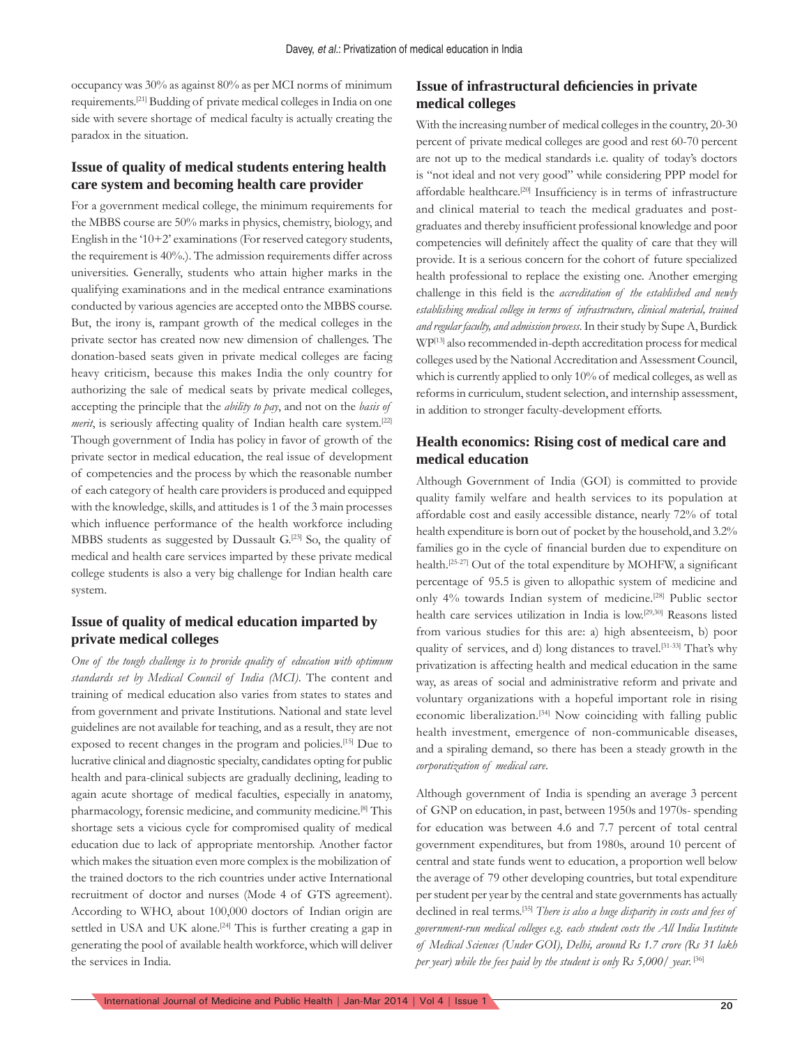occupancy was 30% as against 80% as per MCI norms of minimum requirements.[21] Budding of private medical colleges in India on one side with severe shortage of medical faculty is actually creating the paradox in the situation.

## Issue of quality of medical students entering health care system and becoming health care provider

For a government medical college, the minimum requirements for the MBBS course are 50% marks in physics, chemistry, biology, and English in the '10+2' examinations (For reserved category students, the requirement is 40%.). The admission requirements differ across universities. Generally, students who attain higher marks in the qualifying examinations and in the medical entrance examinations conducted by various agencies are accepted onto the MBBS course. But, the irony is, rampant growth of the medical colleges in the private sector has created now new dimension of challenges. The donation-based seats given in private medical colleges are facing heavy criticism, because this makes India the only country for authorizing the sale of medical seats by private medical colleges, accepting the principle that the *ability to pay*, and not on the *basis of merit*, is seriously affecting quality of Indian health care system.[22] Though government of India has policy in favor of growth of the private sector in medical education, the real issue of development of competencies and the process by which the reasonable number of each category of health care providers is produced and equipped with the knowledge, skills, and attitudes is 1 of the 3 main processes which influence performance of the health workforce including MBBS students as suggested by Dussault G.[23] So, the quality of medical and health care services imparted by these private medical college students is also a very big challenge for Indian health care system.

## Issue of quality of medical education imparted by private medical colleges

*One of the tough challenge is to provide quality of education with optimum standards set by Medical Council of India (MCI).* The content and training of medical education also varies from states to states and from government and private Institutions. National and state level guidelines are not available for teaching, and as a result, they are not exposed to recent changes in the program and policies.[15] Due to lucrative clinical and diagnostic specialty, candidates opting for public health and para-clinical subjects are gradually declining, leading to again acute shortage of medical faculties, especially in anatomy, pharmacology, forensic medicine, and community medicine.[8] This shortage sets a vicious cycle for compromised quality of medical education due to lack of appropriate mentorship. Another factor which makes the situation even more complex is the mobilization of the trained doctors to the rich countries under active International recruitment of doctor and nurses (Mode 4 of GTS agreement). According to WHO, about 100,000 doctors of Indian origin are settled in USA and UK alone.[24] This is further creating a gap in generating the pool of available health workforce, which will deliver the services in India.

## Issue of infrastructural deficiencies in private medical colleges

With the increasing number of medical colleges in the country, 20-30 percent of private medical colleges are good and rest 60-70 percent are not up to the medical standards i.e. quality of today's doctors is "not ideal and not very good" while considering PPP model for affordable healthcare.[20] Insufficiency is in terms of infrastructure and clinical material to teach the medical graduates and post-graduates and thereby insufficient professional knowledge and poor competencies will definitely affect the quality of care that they will provide. It is a serious concern for the cohort of future specialized health professional to replace the existing one. Another emerging challenge in this field is the *accreditation of the established and newly establishing medical college in terms of infrastructure, clinical material, trained and regular faculty, and admission process.* In their study by Supe A, Burdick WP[13] also recommended in-depth accreditation process for medical colleges used by the National Accreditation and Assessment Council, which is currently applied to only 10% of medical colleges, as well as reforms in curriculum, student selection, and internship assessment, in addition to stronger faculty-development efforts.

## Health economics: Rising cost of medical care and medical education

Although Government of India (GOI) is committed to provide quality family welfare and health services to its population at affordable cost and easily accessible distance, nearly 72% of total health expenditure is born out of pocket by the household, and 3.2% families go in the cycle of financial burden due to expenditure on health.[25-27] Out of the total expenditure by MOHFW, a significant percentage of 95.5 is given to allopathic system of medicine and only 4% towards Indian system of medicine.[28] Public sector health care services utilization in India is low.[29,30] Reasons listed from various studies for this are: a) high absenteeism, b) poor quality of services, and d) long distances to travel.[31-33] That's why privatization is affecting health and medical education in the same way, as areas of social and administrative reform and private and voluntary organizations with a hopeful important role in rising economic liberalization.[34] Now coinciding with falling public health investment, emergence of non-communicable diseases, and a spiraling demand, so there has been a steady growth in the *corporatization of medical care*.

Although government of India is spending an average 3 percent of GNP on education, in past, between 1950s and 1970s- spending for education was between 4.6 and 7.7 percent of total central government expenditures, but from 1980s, around 10 percent of central and state funds went to education, a proportion well below the average of 79 other developing countries, but total expenditure per student per year by the central and state governments has actually declined in real terms.[35] *There is also a huge disparity in costs and fees of government-run medical colleges e.g. each student costs the All India Institute of Medical Sciences (Under GOI), Delhi, around Rs 1.7 crore (Rs 31 lakh per year) while the fees paid by the student is only Rs 5,000/ year.*[36]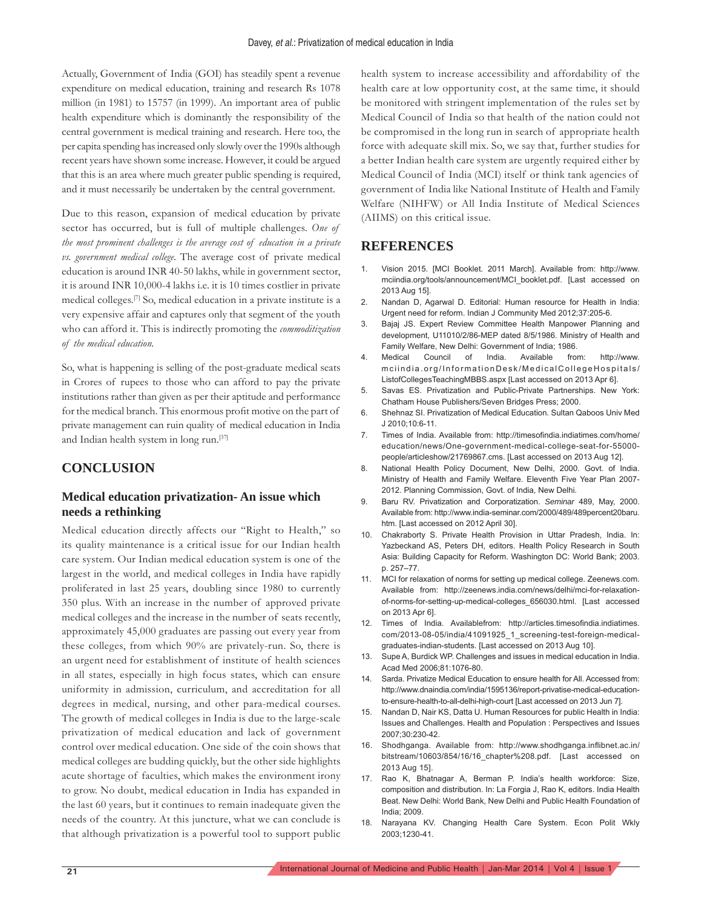Actually, Government of India (GOI) has steadily spent a revenue expenditure on medical education, training and research Rs 1078 million (in 1981) to 15757 (in 1999). An important area of public health expenditure which is dominantly the responsibility of the central government is medical training and research. Here too, the per capita spending has increased only slowly over the 1990s although recent years have shown some increase. However, it could be argued that this is an area where much greater public spending is required, and it must necessarily be undertaken by the central government.

Due to this reason, expansion of medical education by private sector has occurred, but is full of multiple challenges. *One of the most prominent challenges is the average cost of education in a private vs. government medical college*. The average cost of private medical education is around INR 40-50 lakhs, while in government sector, it is around INR 10,000-4 lakhs i.e. it is 10 times costlier in private medical colleges.[7] So, medical education in a private institute is a very expensive affair and captures only that segment of the youth who can afford to. This is indirectly promoting the *commoditization of the medical education.*

So, what is happening is selling of the post-graduate medical seats in Crores of rupees to those who can afford to pay the private institutions rather than given as per their aptitude and performance for the medical branch. This enormous profit motive on the part of private management can ruin quality of medical education in India and Indian health system in long run.[37]

## CONCLUSION

### Medical education privatization- An issue which needs a rethinking

Medical education directly affects our "Right to Health," so its quality maintenance is a critical issue for our Indian health care system. Our Indian medical education system is one of the largest in the world, and medical colleges in India have rapidly proliferated in last 25 years, doubling since 1980 to currently 350 plus. With an increase in the number of approved private medical colleges and the increase in the number of seats recently, approximately 45,000 graduates are passing out every year from these colleges, from which 90% are privately-run. So, there is an urgent need for establishment of institute of health sciences in all states, especially in high focus states, which can ensure uniformity in admission, curriculum, and accreditation for all degrees in medical, nursing, and other para-medical courses. The growth of medical colleges in India is due to the large-scale privatization of medical education and lack of government control over medical education. One side of the coin shows that medical colleges are budding quickly, but the other side highlights acute shortage of faculties, which makes the environment irony to grow. No doubt, medical education in India has expanded in the last 60 years, but it continues to remain inadequate given the needs of the country. At this juncture, what we can conclude is that although privatization is a powerful tool to support public health system to increase accessibility and affordability of the health care at low opportunity cost, at the same time, it should be monitored with stringent implementation of the rules set by Medical Council of India so that health of the nation could not be compromised in the long run in search of appropriate health force with adequate skill mix. So, we say that, further studies for a better Indian health care system are urgently required either by Medical Council of India (MCI) itself or think tank agencies of government of India like National Institute of Health and Family Welfare (NIHFW) or All India Institute of Medical Sciences (AIIMS) on this critical issue.

## REFERENCES

1. Vision 2015. [MCI Booklet. 2011 March]. Available from: http://www.mciindia.org/tools/announcement/MCI_booklet.pdf. [Last accessed on 2013 Aug 15].
2. Nandan D, Agarwal D. Editorial: Human resource for Health in India: Urgent need for reform. Indian J Community Med 2012;37:205-6.
3. Bajaj JS. Expert Review Committee Health Manpower Planning and development, U11010/2/86-MEP dated 8/5/1986. Ministry of Health and Family Welfare, New Delhi: Government of India; 1986.
4. Medical Council of India. Available from: http://www.mciindia.org/InformationDesk/MedicalCollegeHospitals/ListofCollegesTeachingMBBS.aspx [Last accessed on 2013 Apr 6].
5. Savas ES. Privatization and Public-Private Partnerships. New York: Chatham House Publishers/Seven Bridges Press; 2000.
6. Shehnaz SI. Privatization of Medical Education. Sultan Qaboos Univ Med J 2010;10:6-11.
7. Times of India. Available from: http://timesofindia.indiatimes.com/home/education/news/One-government-medical-college-seat-for-55000-people/articleshow/21769867.cms. [Last accessed on 2013 Aug 12].
8. National Health Policy Document, New Delhi, 2000. Govt. of India. Ministry of Health and Family Welfare. Eleventh Five Year Plan 2007-2012. Planning Commission, Govt. of India, New Delhi.
9. Baru RV. Privatization and Corporatization. *Seminar* 489, May, 2000. Available from: http://www.india-seminar.com/2000/489/489percent20baru.htm. [Last accessed on 2012 April 30].
10. Chakraborty S. Private Health Provision in Uttar Pradesh, India. In: Yazbeckand AS, Peters DH, editors. Health Policy Research in South Asia: Building Capacity for Reform. Washington DC: World Bank; 2003. p. 257–77.
11. MCI for relaxation of norms for setting up medical college. Zeenews.com. Available from: http://zeenews.india.com/news/delhi/mci-for-relaxation-of-norms-for-setting-up-medical-colleges_656030.html. [Last accessed on 2013 Apr 6].
12. Times of India. Availablefrom: http://articles.timesofindia.indiatimes.com/2013-08-05/india/41091925_1_screening-test-foreign-medical-graduates-indian-students. [Last accessed on 2013 Aug 10].
13. Supe A, Burdick WP. Challenges and issues in medical education in India. Acad Med 2006;81:1076-80.
14. Sarda. Privatize Medical Education to ensure health for All. Accessed from: http://www.dnaindia.com/india/1595136/report-privatise-medical-education-to-ensure-health-to-all-delhi-high-court [Last accessed on 2013 Jun 7].
15. Nandan D, Nair KS, Datta U. Human Resources for public Health in India: Issues and Challenges. Health and Population : Perspectives and Issues 2007;30:230-42.
16. Shodhganga. Available from: http://www.shodhganga.inflibnet.ac.in/bitstream/10603/854/16/16_chapter%208.pdf. [Last accessed on 2013 Aug 15].
17. Rao K, Bhatnagar A, Berman P. India's health workforce: Size, composition and distribution. In: La Forgia J, Rao K, editors. India Health Beat. New Delhi: World Bank, New Delhi and Public Health Foundation of India; 2009.
18. Narayana KV. Changing Health Care System. Econ Polit Wkly 2003;1230-41.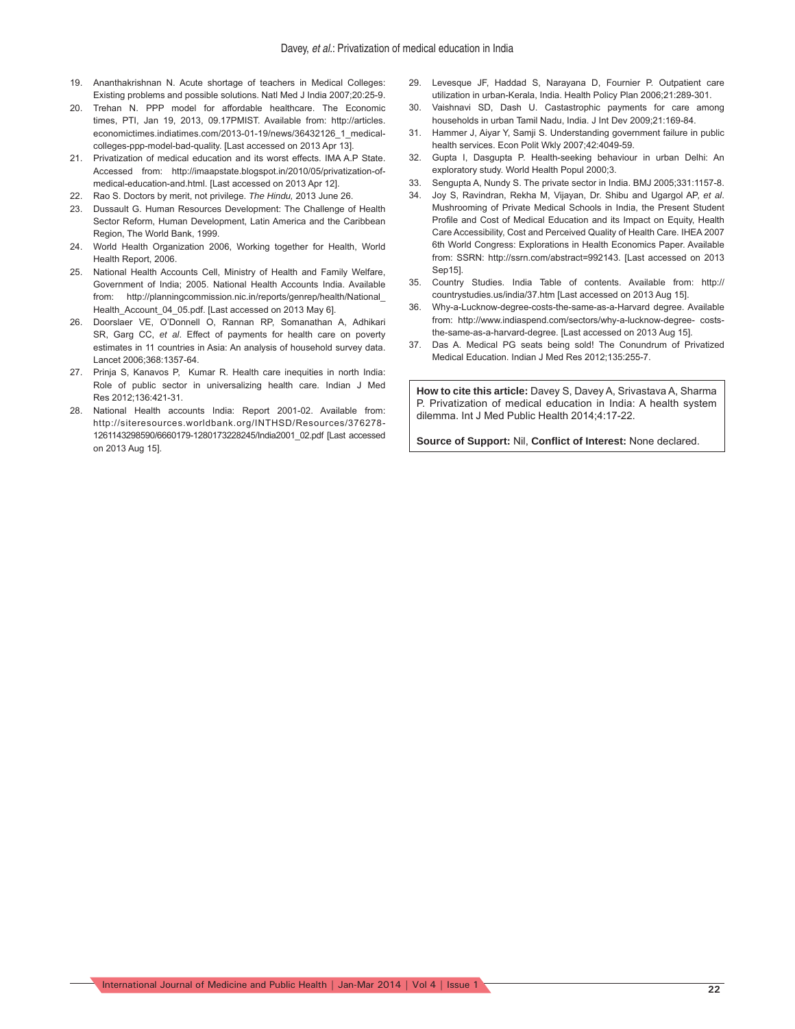19. Ananthakrishnan N. Acute shortage of teachers in Medical Colleges: Existing problems and possible solutions. Natl Med J India 2007;20:25-9.
20. Trehan N. PPP model for affordable healthcare. The Economic times, PTI, Jan 19, 2013, 09.17PMIST. Available from: http://articles.economictimes.indiatimes.com/2013-01-19/news/36432126_1_medical-colleges-ppp-model-bad-quality. [Last accessed on 2013 Apr 13].
21. Privatization of medical education and its worst effects. IMA A.P State. Accessed from: http://imaapstate.blogspot.in/2010/05/privatization-of-medical-education-and.html. [Last accessed on 2013 Apr 12].
22. Rao S. Doctors by merit, not privilege. *The Hindu,* 2013 June 26.
23. Dussault G. Human Resources Development: The Challenge of Health Sector Reform, Human Development, Latin America and the Caribbean Region, The World Bank, 1999.
24. World Health Organization 2006, Working together for Health, World Health Report, 2006.
25. National Health Accounts Cell, Ministry of Health and Family Welfare, Government of India; 2005. National Health Accounts India. Available from: http://planningcommission.nic.in/reports/genrep/health/National_Health_Account_04_05.pdf. [Last accessed on 2013 May 6].
26. Doorslaer VE, O'Donnell O, Rannan RP, Somanathan A, Adhikari SR, Garg CC, *et al*. Effect of payments for health care on poverty estimates in 11 countries in Asia: An analysis of household survey data. Lancet 2006;368:1357-64.
27. Prinja S, Kanavos P, Kumar R. Health care inequities in north India: Role of public sector in universalizing health care. Indian J Med Res 2012;136:421-31.
28. National Health accounts India: Report 2001-02. Available from: http://siteresources.worldbank.org/INTHSD/Resources/376278-1261143298590/6660179-1280173228245/India2001_02.pdf [Last accessed on 2013 Aug 15].
29. Levesque JF, Haddad S, Narayana D, Fournier P. Outpatient care utilization in urban-Kerala, India. Health Policy Plan 2006;21:289-301.
30. Vaishnavi SD, Dash U. Castastrophic payments for care among households in urban Tamil Nadu, India. J Int Dev 2009;21:169-84.
31. Hammer J, Aiyar Y, Samji S. Understanding government failure in public health services. Econ Polit Wkly 2007;42:4049-59.
32. Gupta I, Dasgupta P. Health-seeking behaviour in urban Delhi: An exploratory study. World Health Popul 2000;3.
33. Sengupta A, Nundy S. The private sector in India. BMJ 2005;331:1157-8.
34. Joy S, Ravindran, Rekha M, Vijayan, Dr. Shibu and Ugargol AP, *et al*. Mushrooming of Private Medical Schools in India, the Present Student Profile and Cost of Medical Education and its Impact on Equity, Health Care Accessibility, Cost and Perceived Quality of Health Care. IHEA 2007 6th World Congress: Explorations in Health Economics Paper. Available from: SSRN: http://ssrn.com/abstract=992143. [Last accessed on 2013 Sep15].
35. Country Studies. India Table of contents. Available from: http://countrystudies.us/india/37.htm [Last accessed on 2013 Aug 15].
36. Why-a-Lucknow-degree-costs-the-same-as-a-Harvard degree. Available from: http://www.indiaspend.com/sectors/why-a-lucknow-degree- costs-the-same-as-a-harvard-degree. [Last accessed on 2013 Aug 15].
37. Das A. Medical PG seats being sold! The Conundrum of Privatized Medical Education. Indian J Med Res 2012;135:255-7.

**How to cite this article:** Davey S, Davey A, Srivastava A, Sharma P. Privatization of medical education in India: A health system dilemma. Int J Med Public Health 2014;4:17-22.

**Source of Support:** Nil, **Conflict of Interest:** None declared.